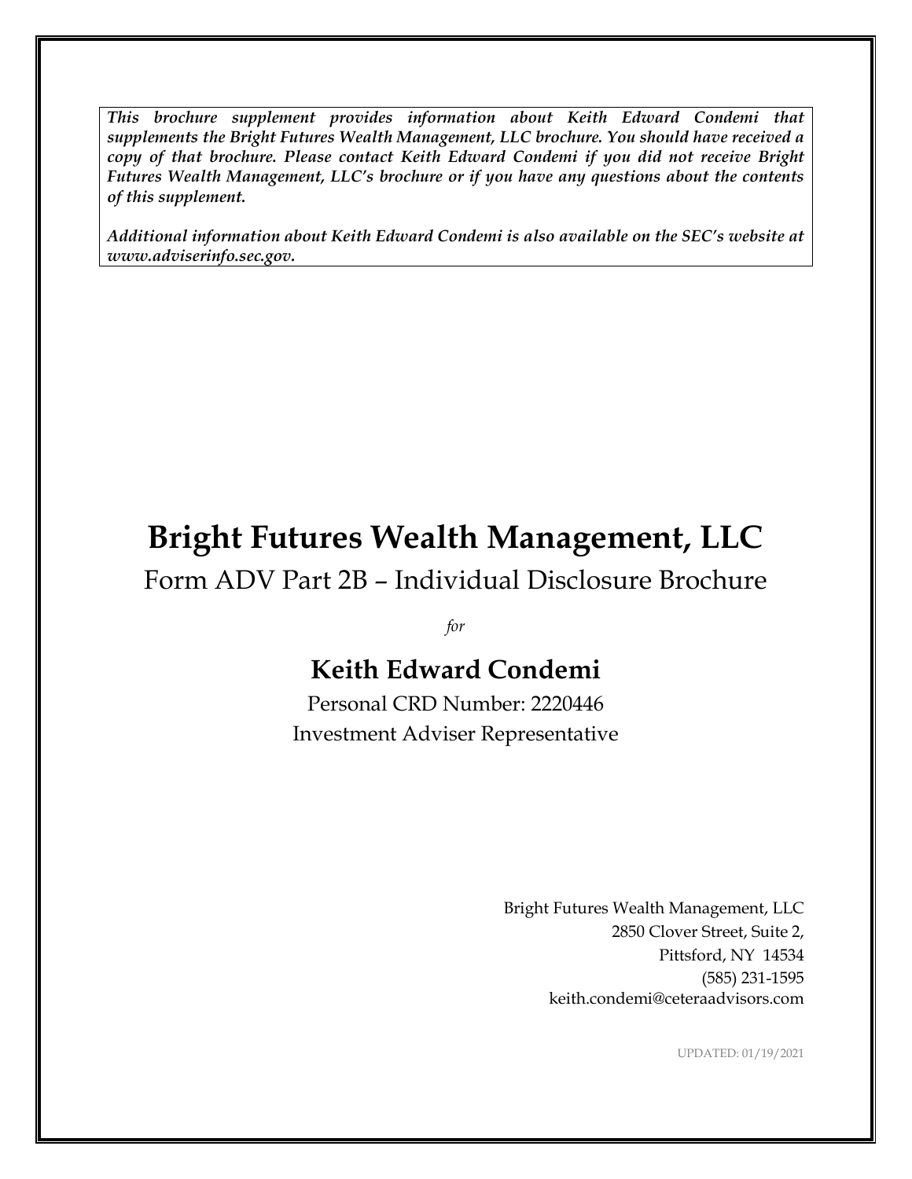***This brochure supplement provides information about Keith Edward Condemi that supplements the Bright Futures Wealth Management, LLC brochure. You should have received a copy of that brochure. Please contact Keith Edward Condemi if you did not receive Bright Futures Wealth Management, LLC's brochure or if you have any questions about the contents of this supplement.***

***Additional information about Keith Edward Condemi is also available on the SEC's website at www.adviserinfo.sec.gov.***

# Bright Futures Wealth Management, LLC

Form ADV Part 2B – Individual Disclosure Brochure

*for*

## Keith Edward Condemi

Personal CRD Number: 2220446

Investment Adviser Representative

Bright Futures Wealth Management, LLC
2850 Clover Street, Suite 2,
Pittsford, NY 14534
(585) 231-1595
keith.condemi@ceteraadvisors.com

UPDATED: 01/19/2021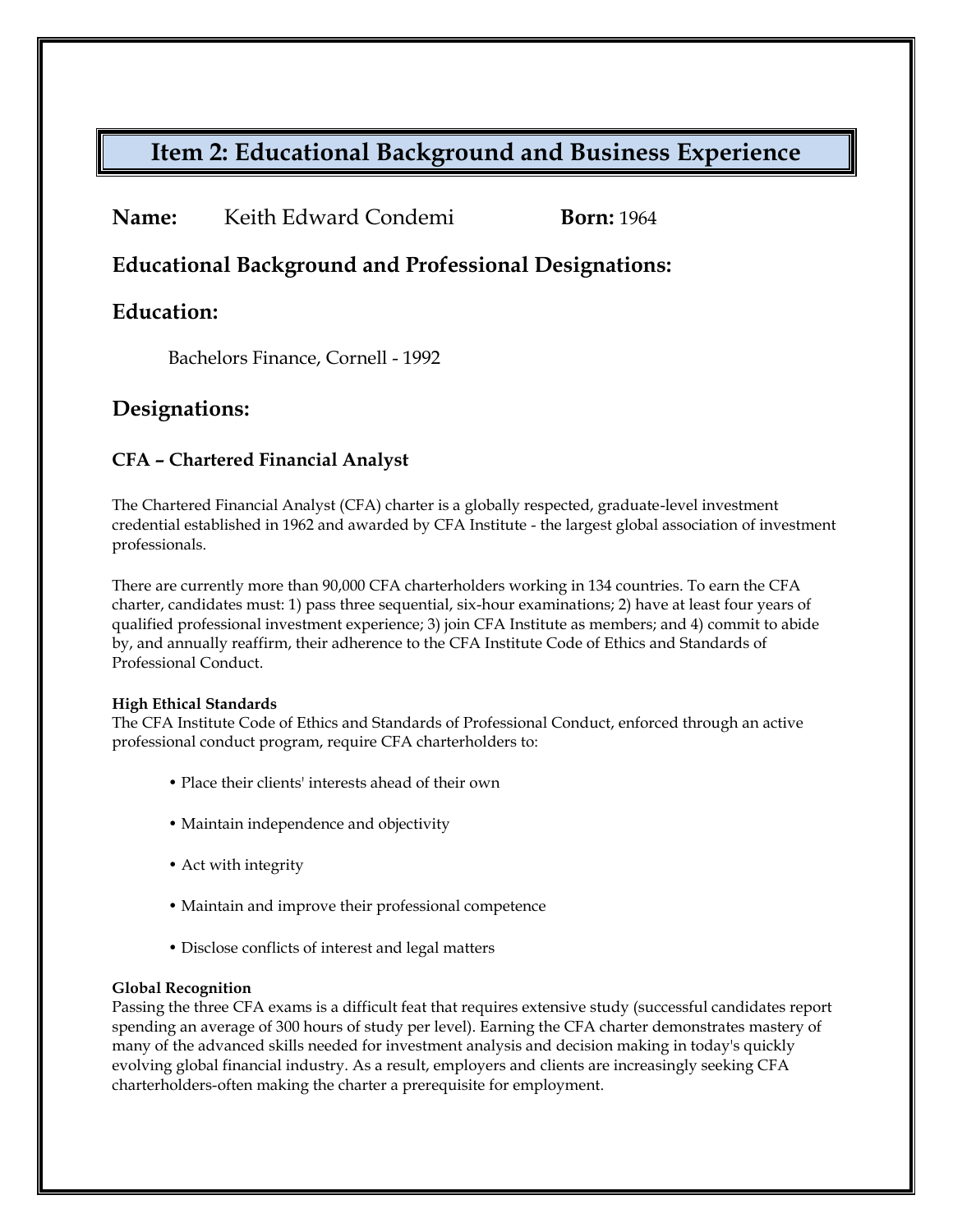# Item 2: Educational Background and Business Experience

**Name:** Keith Edward Condemi **Born:** 1964

## Educational Background and Professional Designations:

## Education:

Bachelors Finance, Cornell - 1992

## Designations:

### CFA – Chartered Financial Analyst

The Chartered Financial Analyst (CFA) charter is a globally respected, graduate-level investment credential established in 1962 and awarded by CFA Institute - the largest global association of investment professionals.

There are currently more than 90,000 CFA charterholders working in 134 countries. To earn the CFA charter, candidates must: 1) pass three sequential, six-hour examinations; 2) have at least four years of qualified professional investment experience; 3) join CFA Institute as members; and 4) commit to abide by, and annually reaffirm, their adherence to the CFA Institute Code of Ethics and Standards of Professional Conduct.

**High Ethical Standards**
The CFA Institute Code of Ethics and Standards of Professional Conduct, enforced through an active professional conduct program, require CFA charterholders to:

- Place their clients' interests ahead of their own
- Maintain independence and objectivity
- Act with integrity
- Maintain and improve their professional competence
- Disclose conflicts of interest and legal matters

**Global Recognition**
Passing the three CFA exams is a difficult feat that requires extensive study (successful candidates report spending an average of 300 hours of study per level). Earning the CFA charter demonstrates mastery of many of the advanced skills needed for investment analysis and decision making in today's quickly evolving global financial industry. As a result, employers and clients are increasingly seeking CFA charterholders-often making the charter a prerequisite for employment.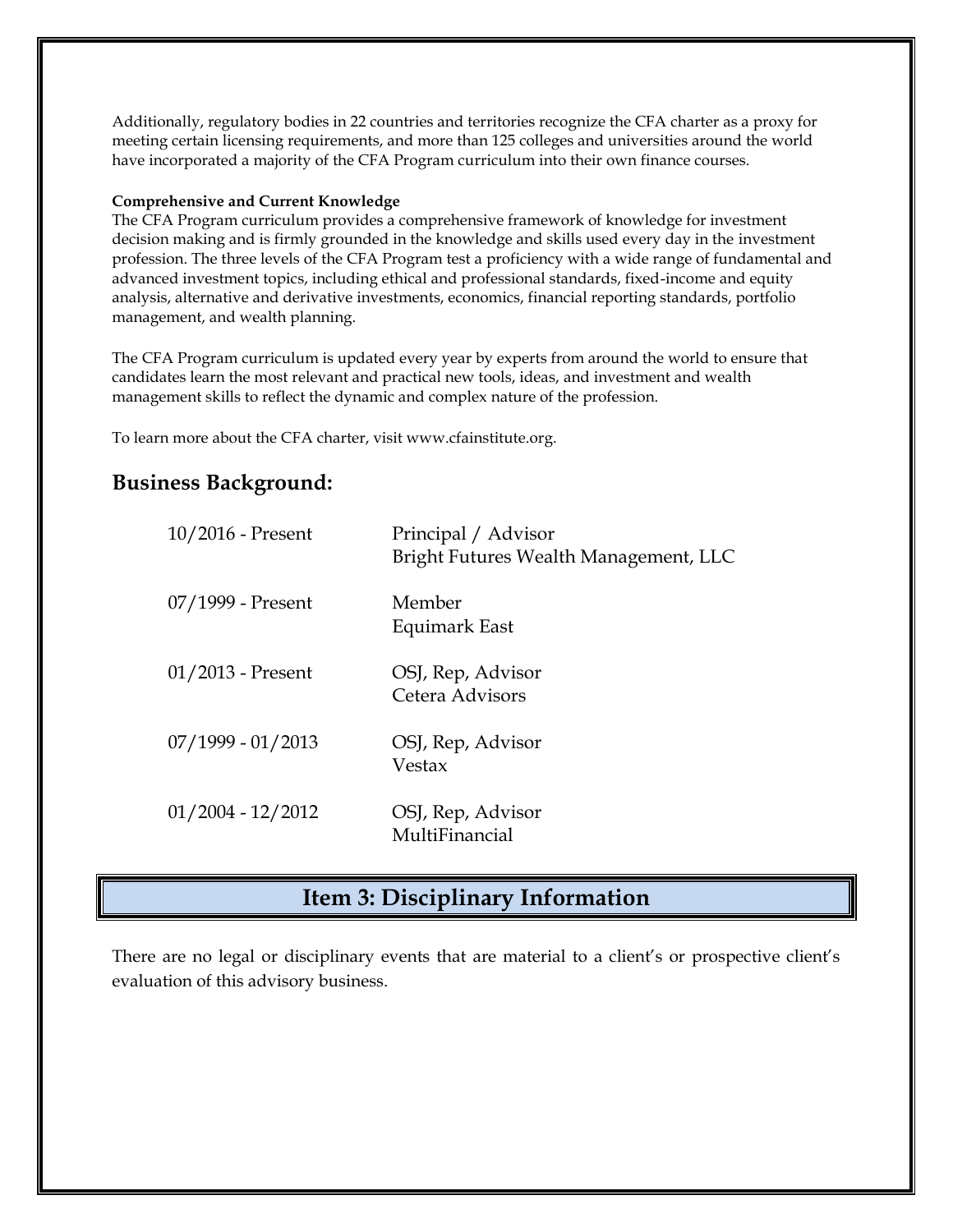Additionally, regulatory bodies in 22 countries and territories recognize the CFA charter as a proxy for meeting certain licensing requirements, and more than 125 colleges and universities around the world have incorporated a majority of the CFA Program curriculum into their own finance courses.

**Comprehensive and Current Knowledge**

The CFA Program curriculum provides a comprehensive framework of knowledge for investment decision making and is firmly grounded in the knowledge and skills used every day in the investment profession. The three levels of the CFA Program test a proficiency with a wide range of fundamental and advanced investment topics, including ethical and professional standards, fixed-income and equity analysis, alternative and derivative investments, economics, financial reporting standards, portfolio management, and wealth planning.

The CFA Program curriculum is updated every year by experts from around the world to ensure that candidates learn the most relevant and practical new tools, ideas, and investment and wealth management skills to reflect the dynamic and complex nature of the profession.

To learn more about the CFA charter, visit www.cfainstitute.org.

## Business Background:

| | |
|---|---|
| 10/2016 - Present | Principal / Advisor<br>Bright Futures Wealth Management, LLC |
| 07/1999 - Present | Member<br>Equimark East |
| 01/2013 - Present | OSJ, Rep, Advisor<br>Cetera Advisors |
| 07/1999 - 01/2013 | OSJ, Rep, Advisor<br>Vestax |
| 01/2004 - 12/2012 | OSJ, Rep, Advisor<br>MultiFinancial |

## Item 3: Disciplinary Information

There are no legal or disciplinary events that are material to a client's or prospective client's evaluation of this advisory business.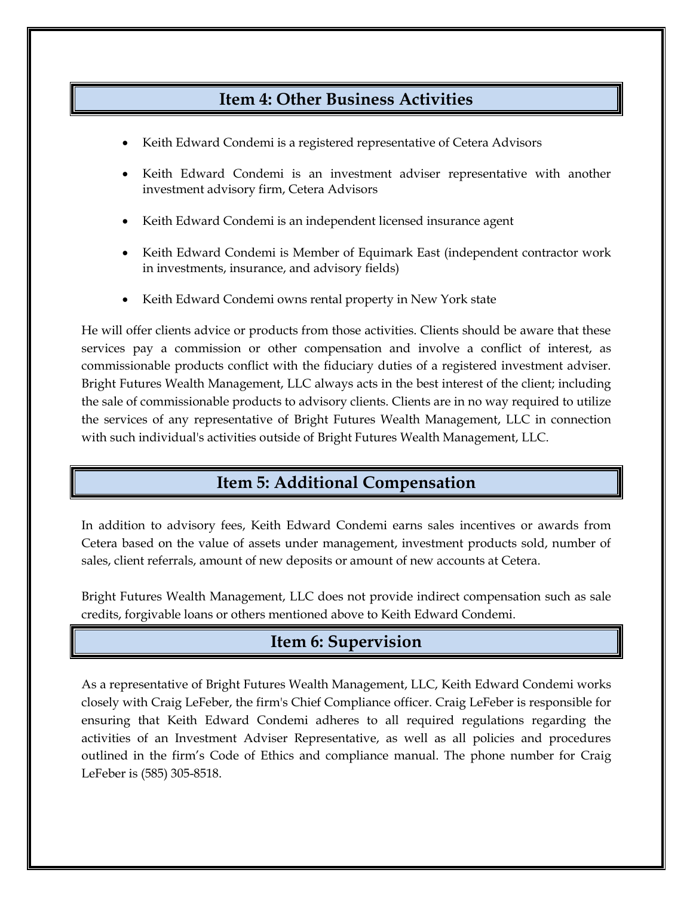## Item 4: Other Business Activities

- Keith Edward Condemi is a registered representative of Cetera Advisors
- Keith Edward Condemi is an investment adviser representative with another investment advisory firm, Cetera Advisors
- Keith Edward Condemi is an independent licensed insurance agent
- Keith Edward Condemi is Member of Equimark East (independent contractor work in investments, insurance, and advisory fields)
- Keith Edward Condemi owns rental property in New York state

He will offer clients advice or products from those activities. Clients should be aware that these services pay a commission or other compensation and involve a conflict of interest, as commissionable products conflict with the fiduciary duties of a registered investment adviser. Bright Futures Wealth Management, LLC always acts in the best interest of the client; including the sale of commissionable products to advisory clients. Clients are in no way required to utilize the services of any representative of Bright Futures Wealth Management, LLC in connection with such individual's activities outside of Bright Futures Wealth Management, LLC.

## Item 5: Additional Compensation

In addition to advisory fees, Keith Edward Condemi earns sales incentives or awards from Cetera based on the value of assets under management, investment products sold, number of sales, client referrals, amount of new deposits or amount of new accounts at Cetera.

Bright Futures Wealth Management, LLC does not provide indirect compensation such as sale credits, forgivable loans or others mentioned above to Keith Edward Condemi.

## Item 6: Supervision

As a representative of Bright Futures Wealth Management, LLC, Keith Edward Condemi works closely with Craig LeFeber, the firm's Chief Compliance officer. Craig LeFeber is responsible for ensuring that Keith Edward Condemi adheres to all required regulations regarding the activities of an Investment Adviser Representative, as well as all policies and procedures outlined in the firm's Code of Ethics and compliance manual. The phone number for Craig LeFeber is (585) 305-8518.